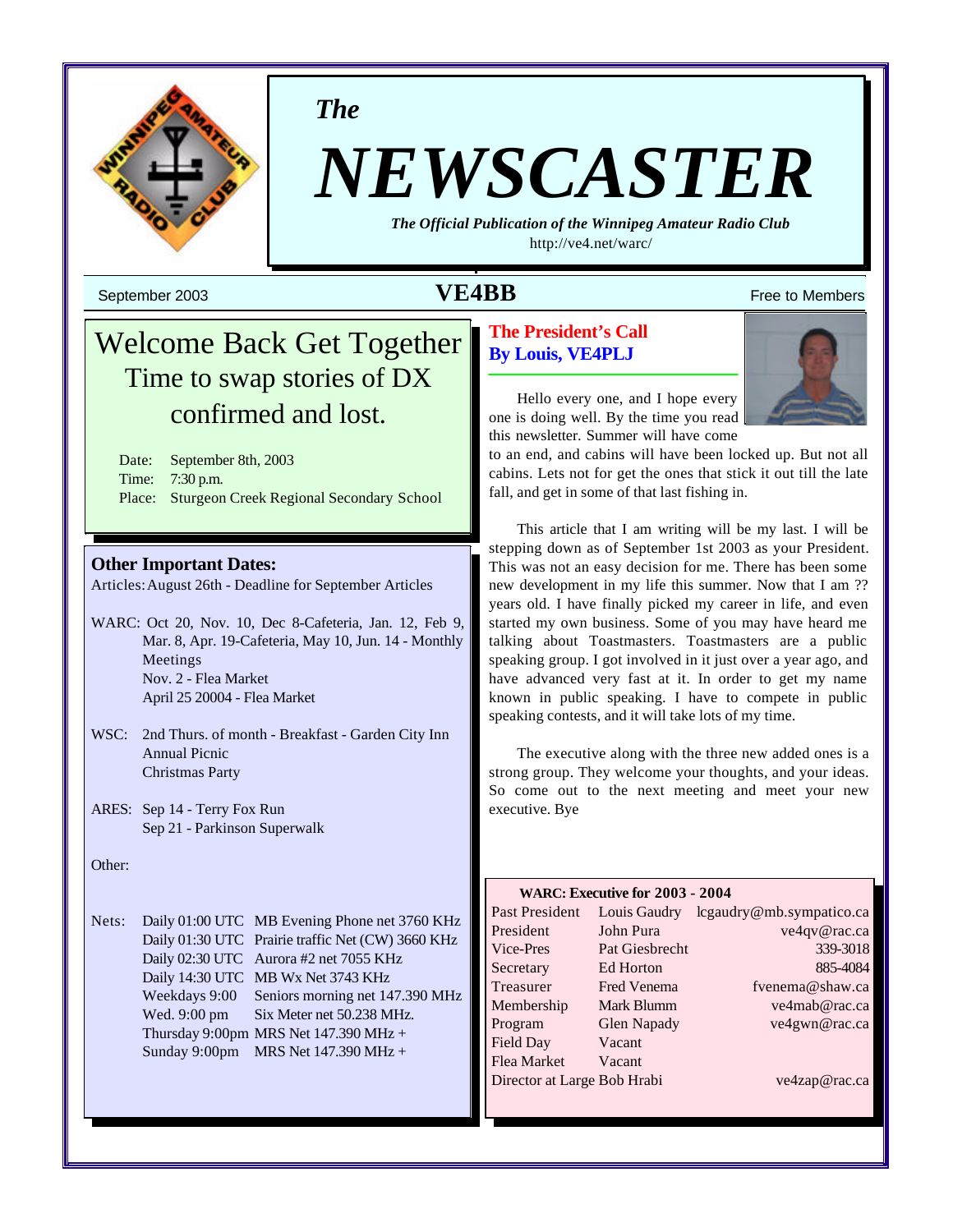*The*

# NEWSCASTER

***The Official Publication of the Winnipeg Amateur Radio Club***

http://ve4.net/warc/

September 2003 **VE4BB** Free to Members

## Welcome Back Get Together

Time to swap stories of DX confirmed and lost.

Date: September 8th, 2003
Time: 7:30 p.m.
Place: Sturgeon Creek Regional Secondary School

### Other Important Dates:

Articles: August 26th - Deadline for September Articles

WARC: Oct 20, Nov. 10, Dec 8-Cafeteria, Jan. 12, Feb 9, Mar. 8, Apr. 19-Cafeteria, May 10, Jun. 14 - Monthly Meetings
Nov. 2 - Flea Market
April 25 20004 - Flea Market

WSC: 2nd Thurs. of month - Breakfast - Garden City Inn
Annual Picnic
Christmas Party

ARES: Sep 14 - Terry Fox Run
Sep 21 - Parkinson Superwalk

Other:

Nets:

| | |
|---|---|
| Daily 01:00 UTC | MB Evening Phone net 3760 KHz |
| Daily 01:30 UTC | Prairie traffic Net (CW) 3660 KHz |
| Daily 02:30 UTC | Aurora #2 net 7055 KHz |
| Daily 14:30 UTC | MB Wx Net 3743 KHz |
| Weekdays 9:00 | Seniors morning net 147.390 MHz |
| Wed. 9:00 pm | Six Meter net 50.238 MHz. |
| Thursday 9:00pm | MRS Net 147.390 MHz + |
| Sunday 9:00pm | MRS Net 147.390 MHz + |

## The President's Call
**By Louis, VE4PLJ**

Hello every one, and I hope every one is doing well. By the time you read this newsletter. Summer will have come to an end, and cabins will have been locked up. But not all cabins. Lets not for get the ones that stick it out till the late fall, and get in some of that last fishing in.

This article that I am writing will be my last. I will be stepping down as of September 1st 2003 as your President. This was not an easy decision for me. There has been some new development in my life this summer. Now that I am ?? years old. I have finally picked my career in life, and even started my own business. Some of you may have heard me talking about Toastmasters. Toastmasters are a public speaking group. I got involved in it just over a year ago, and have advanced very fast at it. In order to get my name known in public speaking. I have to compete in public speaking contests, and it will take lots of my time.

The executive along with the three new added ones is a strong group. They welcome your thoughts, and your ideas. So come out to the next meeting and meet your new executive. Bye

**WARC: Executive for 2003 - 2004**

| | | |
|---|---|---|
| Past President | Louis Gaudry | lcgaudry@mb.sympatico.ca |
| President | John Pura | ve4qv@rac.ca |
| Vice-Pres | Pat Giesbrecht | 339-3018 |
| Secretary | Ed Horton | 885-4084 |
| Treasurer | Fred Venema | fvenema@shaw.ca |
| Membership | Mark Blumm | ve4mab@rac.ca |
| Program | Glen Napady | ve4gwn@rac.ca |
| Field Day | Vacant | |
| Flea Market | Vacant | |
| Director at Large | Bob Hrabi | ve4zap@rac.ca |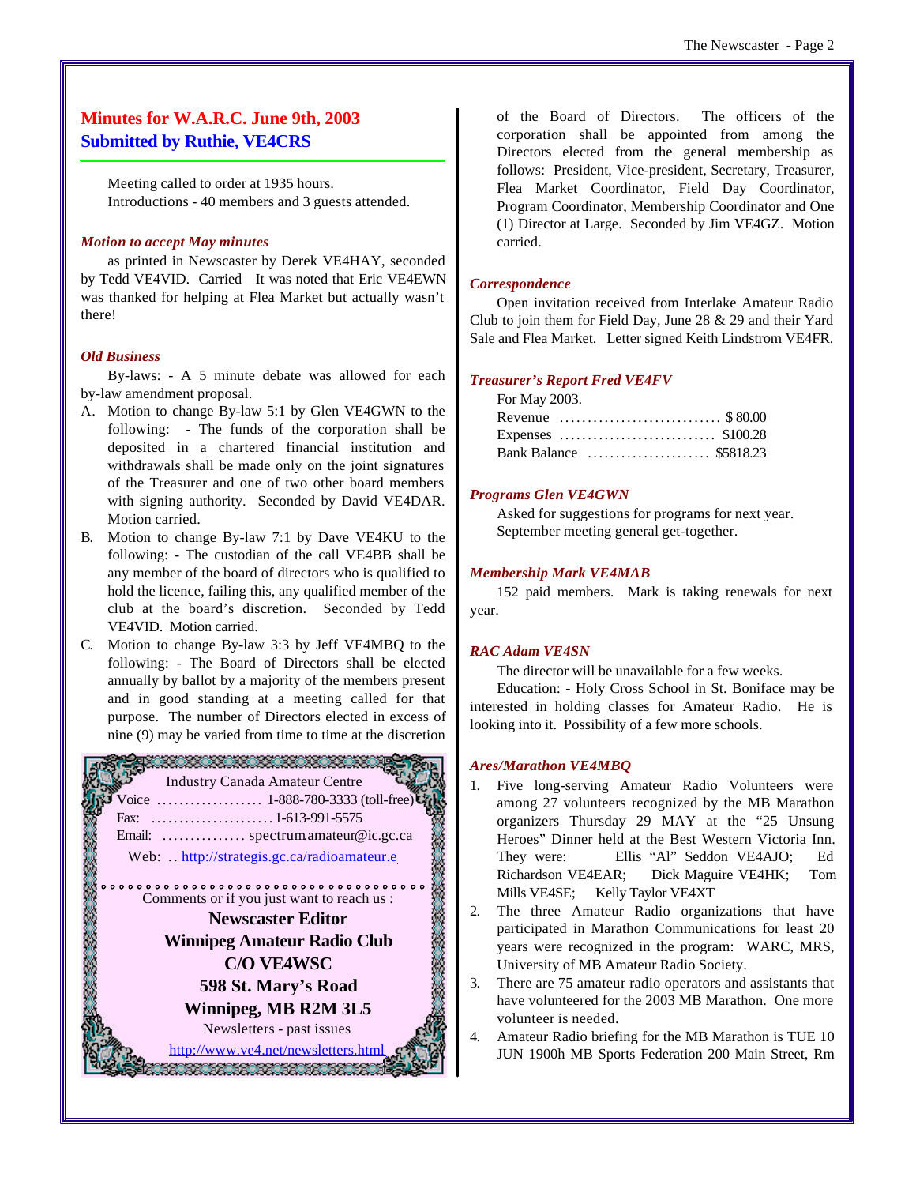## Minutes for W.A.R.C. June 9th, 2003
## Submitted by Ruthie, VE4CRS

Meeting called to order at 1935 hours.
Introductions - 40 members and 3 guests attended.

### *Motion to accept May minutes*

as printed in Newscaster by Derek VE4HAY, seconded by Tedd VE4VID. Carried It was noted that Eric VE4EWN was thanked for helping at Flea Market but actually wasn't there!

### *Old Business*

By-laws: - A 5 minute debate was allowed for each by-law amendment proposal.

A. Motion to change By-law 5:1 by Glen VE4GWN to the following: - The funds of the corporation shall be deposited in a chartered financial institution and withdrawals shall be made only on the joint signatures of the Treasurer and one of two other board members with signing authority. Seconded by David VE4DAR. Motion carried.

B. Motion to change By-law 7:1 by Dave VE4KU to the following: - The custodian of the call VE4BB shall be any member of the board of directors who is qualified to hold the licence, failing this, any qualified member of the club at the board's discretion. Seconded by Tedd VE4VID. Motion carried.

C. Motion to change By-law 3:3 by Jeff VE4MBQ to the following: - The Board of Directors shall be elected annually by ballot by a majority of the members present and in good standing at a meeting called for that purpose. The number of Directors elected in excess of nine (9) may be varied from time to time at the discretion of the Board of Directors. The officers of the corporation shall be appointed from among the Directors elected from the general membership as follows: President, Vice-president, Secretary, Treasurer, Flea Market Coordinator, Field Day Coordinator, Program Coordinator, Membership Coordinator and One (1) Director at Large. Seconded by Jim VE4GZ. Motion carried.

### *Correspondence*

Open invitation received from Interlake Amateur Radio Club to join them for Field Day, June 28 & 29 and their Yard Sale and Flea Market. Letter signed Keith Lindstrom VE4FR.

### *Treasurer's Report Fred VE4FV*

For May 2003.

Revenue .............................. $ 80.00
Expenses ............................ $100.28
Bank Balance ...................... $5818.23

### *Programs Glen VE4GWN*

Asked for suggestions for programs for next year.
September meeting general get-together.

### *Membership Mark VE4MAB*

152 paid members. Mark is taking renewals for next year.

### *RAC Adam VE4SN*

The director will be unavailable for a few weeks.

Education: - Holy Cross School in St. Boniface may be interested in holding classes for Amateur Radio. He is looking into it. Possibility of a few more schools.

### *Ares/Marathon VE4MBQ*

1. Five long-serving Amateur Radio Volunteers were among 27 volunteers recognized by the MB Marathon organizers Thursday 29 MAY at the "25 Unsung Heroes" Dinner held at the Best Western Victoria Inn. They were: Ellis "Al" Seddon VE4AJO; Ed Richardson VE4EAR; Dick Maguire VE4HK; Tom Mills VE4SE; Kelly Taylor VE4XT
2. The three Amateur Radio organizations that have participated in Marathon Communications for least 20 years were recognized in the program: WARC, MRS, University of MB Amateur Radio Society.
3. There are 75 amateur radio operators and assistants that have volunteered for the 2003 MB Marathon. One more volunteer is needed.
4. Amateur Radio briefing for the MB Marathon is TUE 10 JUN 1900h MB Sports Federation 200 Main Street, Rm

---

Industry Canada Amateur Centre
Voice .................. 1-888-780-3333 (toll-free)
Fax: ...................... 1-613-991-5575
Email: ............... spectrum.amateur@ic.gc.ca
Web: .. http://strategis.gc.ca/radioamateur.e

Comments or if you just want to reach us :

**Newscaster Editor**
**Winnipeg Amateur Radio Club**
**C/O VE4WSC**
**598 St. Mary's Road**
**Winnipeg, MB R2M 3L5**

Newsletters - past issues
http://www.ve4.net/newsletters.html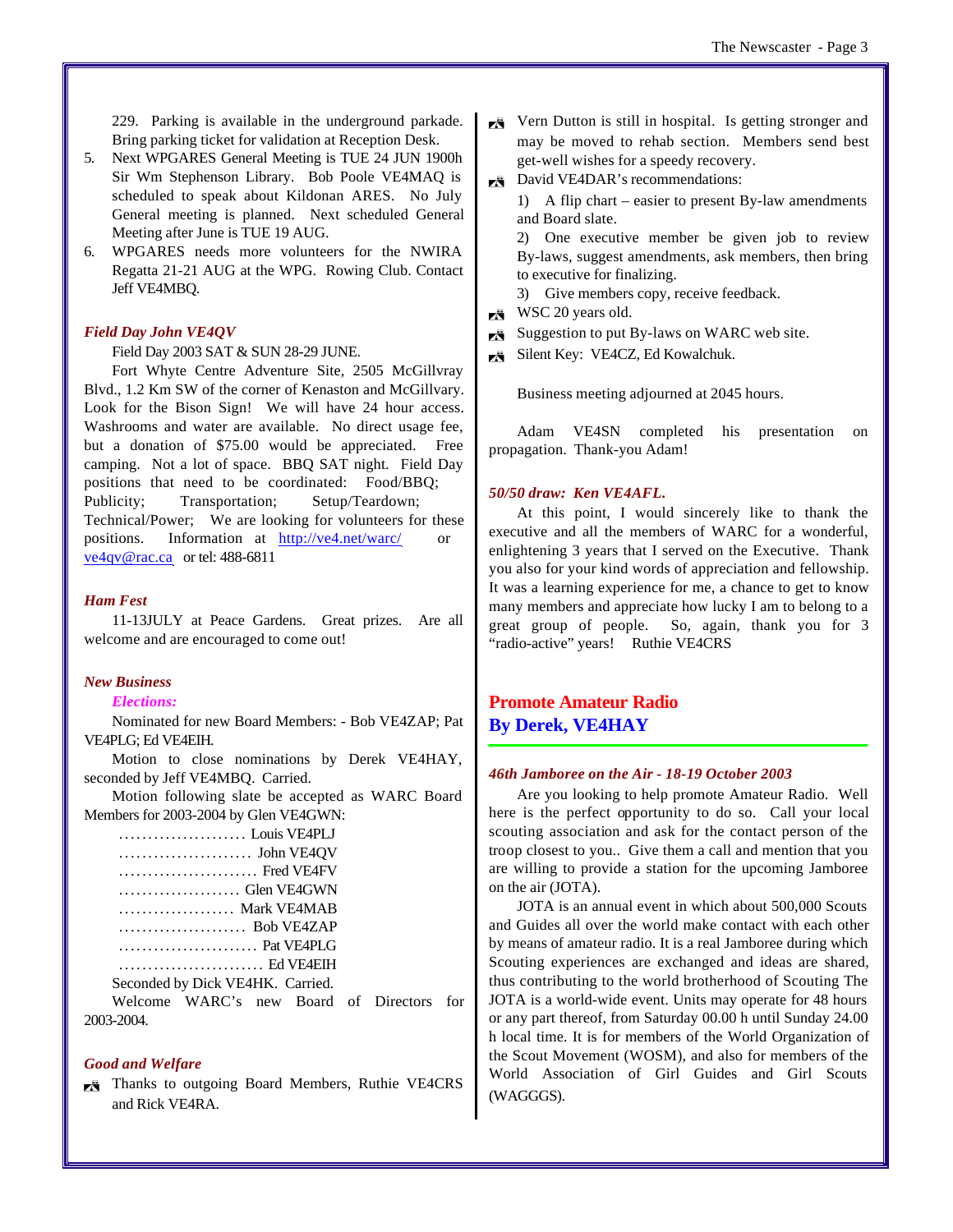229. Parking is available in the underground parkade. Bring parking ticket for validation at Reception Desk.

5. Next WPGARES General Meeting is TUE 24 JUN 1900h Sir Wm Stephenson Library. Bob Poole VE4MAQ is scheduled to speak about Kildonan ARES. No July General meeting is planned. Next scheduled General Meeting after June is TUE 19 AUG.
6. WPGARES needs more volunteers for the NWIRA Regatta 21-21 AUG at the WPG. Rowing Club. Contact Jeff VE4MBQ.

***Field Day John VE4QV***

Field Day 2003 SAT & SUN 28-29 JUNE.

Fort Whyte Centre Adventure Site, 2505 McGillvray Blvd., 1.2 Km SW of the corner of Kenaston and McGillvary. Look for the Bison Sign! We will have 24 hour access. Washrooms and water are available. No direct usage fee, but a donation of $75.00 would be appreciated. Free camping. Not a lot of space. BBQ SAT night. Field Day positions that need to be coordinated: Food/BBQ; Publicity; Transportation; Setup/Teardown; Technical/Power; We are looking for volunteers for these positions. Information at http://ve4.net/warc/ or ve4qv@rac.ca or tel: 488-6811

***Ham Fest***

11-13JULY at Peace Gardens. Great prizes. Are all welcome and are encouraged to come out!

***New Business***

***Elections:***

Nominated for new Board Members: - Bob VE4ZAP; Pat VE4PLG; Ed VE4EIH.

Motion to close nominations by Derek VE4HAY, seconded by Jeff VE4MBQ. Carried.

Motion following slate be accepted as WARC Board Members for 2003-2004 by Glen VE4GWN:

…………………… Louis VE4PLJ
…………………… John VE4QV
…………………… Fred VE4FV
…………………… Glen VE4GWN
…………………… Mark VE4MAB
…………………… Bob VE4ZAP
…………………… Pat VE4PLG
…………………… Ed VE4EIH

Seconded by Dick VE4HK. Carried.

Welcome WARC's new Board of Directors for 2003-2004.

***Good and Welfare***

- Thanks to outgoing Board Members, Ruthie VE4CRS and Rick VE4RA.
- Vern Dutton is still in hospital. Is getting stronger and may be moved to rehab section. Members send best get-well wishes for a speedy recovery.
- David VE4DAR's recommendations:
  1) A flip chart – easier to present By-law amendments and Board slate.
  2) One executive member be given job to review By-laws, suggest amendments, ask members, then bring to executive for finalizing.
  3) Give members copy, receive feedback.
- WSC 20 years old.
- Suggestion to put By-laws on WARC web site.
- Silent Key: VE4CZ, Ed Kowalchuk.

Business meeting adjourned at 2045 hours.

Adam VE4SN completed his presentation on propagation. Thank-you Adam!

***50/50 draw: Ken VE4AFL.***

At this point, I would sincerely like to thank the executive and all the members of WARC for a wonderful, enlightening 3 years that I served on the Executive. Thank you also for your kind words of appreciation and fellowship. It was a learning experience for me, a chance to get to know many members and appreciate how lucky I am to belong to a great group of people. So, again, thank you for 3 "radio-active" years! Ruthie VE4CRS

## Promote Amateur Radio
## By Derek, VE4HAY

***46th Jamboree on the Air - 18-19 October 2003***

Are you looking to help promote Amateur Radio. Well here is the perfect opportunity to do so. Call your local scouting association and ask for the contact person of the troop closest to you.. Give them a call and mention that you are willing to provide a station for the upcoming Jamboree on the air (JOTA).

JOTA is an annual event in which about 500,000 Scouts and Guides all over the world make contact with each other by means of amateur radio. It is a real Jamboree during which Scouting experiences are exchanged and ideas are shared, thus contributing to the world brotherhood of Scouting The JOTA is a world-wide event. Units may operate for 48 hours or any part thereof, from Saturday 00.00 h until Sunday 24.00 h local time. It is for members of the World Organization of the Scout Movement (WOSM), and also for members of the World Association of Girl Guides and Girl Scouts (WAGGGS).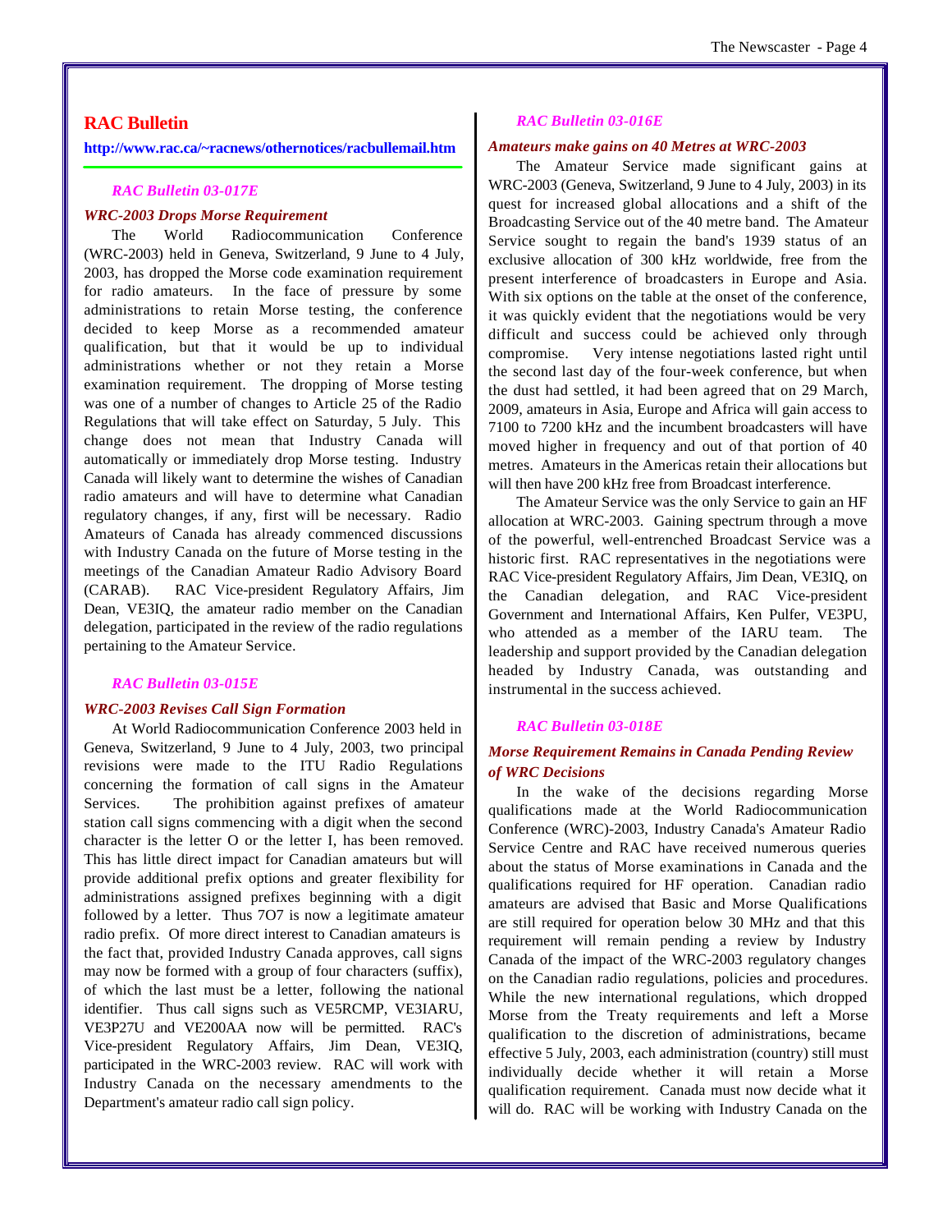## RAC Bulletin

**http://www.rac.ca/~racnews/othernotices/racbullemail.htm**

### *RAC Bulletin 03-017E*

***WRC-2003 Drops Morse Requirement***

The World Radiocommunication Conference (WRC-2003) held in Geneva, Switzerland, 9 June to 4 July, 2003, has dropped the Morse code examination requirement for radio amateurs. In the face of pressure by some administrations to retain Morse testing, the conference decided to keep Morse as a recommended amateur qualification, but that it would be up to individual administrations whether or not they retain a Morse examination requirement. The dropping of Morse testing was one of a number of changes to Article 25 of the Radio Regulations that will take effect on Saturday, 5 July. This change does not mean that Industry Canada will automatically or immediately drop Morse testing. Industry Canada will likely want to determine the wishes of Canadian radio amateurs and will have to determine what Canadian regulatory changes, if any, first will be necessary. Radio Amateurs of Canada has already commenced discussions with Industry Canada on the future of Morse testing in the meetings of the Canadian Amateur Radio Advisory Board (CARAB). RAC Vice-president Regulatory Affairs, Jim Dean, VE3IQ, the amateur radio member on the Canadian delegation, participated in the review of the radio regulations pertaining to the Amateur Service.

### *RAC Bulletin 03-015E*

***WRC-2003 Revises Call Sign Formation***

At World Radiocommunication Conference 2003 held in Geneva, Switzerland, 9 June to 4 July, 2003, two principal revisions were made to the ITU Radio Regulations concerning the formation of call signs in the Amateur Services. The prohibition against prefixes of amateur station call signs commencing with a digit when the second character is the letter O or the letter I, has been removed. This has little direct impact for Canadian amateurs but will provide additional prefix options and greater flexibility for administrations assigned prefixes beginning with a digit followed by a letter. Thus 7O7 is now a legitimate amateur radio prefix. Of more direct interest to Canadian amateurs is the fact that, provided Industry Canada approves, call signs may now be formed with a group of four characters (suffix), of which the last must be a letter, following the national identifier. Thus call signs such as VE5RCMP, VE3IARU, VE3P27U and VE200AA now will be permitted. RAC's Vice-president Regulatory Affairs, Jim Dean, VE3IQ, participated in the WRC-2003 review. RAC will work with Industry Canada on the necessary amendments to the Department's amateur radio call sign policy.

### *RAC Bulletin 03-016E*

***Amateurs make gains on 40 Metres at WRC-2003***

The Amateur Service made significant gains at WRC-2003 (Geneva, Switzerland, 9 June to 4 July, 2003) in its quest for increased global allocations and a shift of the Broadcasting Service out of the 40 metre band. The Amateur Service sought to regain the band's 1939 status of an exclusive allocation of 300 kHz worldwide, free from the present interference of broadcasters in Europe and Asia. With six options on the table at the onset of the conference, it was quickly evident that the negotiations would be very difficult and success could be achieved only through compromise. Very intense negotiations lasted right until the second last day of the four-week conference, but when the dust had settled, it had been agreed that on 29 March, 2009, amateurs in Asia, Europe and Africa will gain access to 7100 to 7200 kHz and the incumbent broadcasters will have moved higher in frequency and out of that portion of 40 metres. Amateurs in the Americas retain their allocations but will then have 200 kHz free from Broadcast interference.

The Amateur Service was the only Service to gain an HF allocation at WRC-2003. Gaining spectrum through a move of the powerful, well-entrenched Broadcast Service was a historic first. RAC representatives in the negotiations were RAC Vice-president Regulatory Affairs, Jim Dean, VE3IQ, on the Canadian delegation, and RAC Vice-president Government and International Affairs, Ken Pulfer, VE3PU, who attended as a member of the IARU team. The leadership and support provided by the Canadian delegation headed by Industry Canada, was outstanding and instrumental in the success achieved.

### *RAC Bulletin 03-018E*

***Morse Requirement Remains in Canada Pending Review of WRC Decisions***

In the wake of the decisions regarding Morse qualifications made at the World Radiocommunication Conference (WRC)-2003, Industry Canada's Amateur Radio Service Centre and RAC have received numerous queries about the status of Morse examinations in Canada and the qualifications required for HF operation. Canadian radio amateurs are advised that Basic and Morse Qualifications are still required for operation below 30 MHz and that this requirement will remain pending a review by Industry Canada of the impact of the WRC-2003 regulatory changes on the Canadian radio regulations, policies and procedures. While the new international regulations, which dropped Morse from the Treaty requirements and left a Morse qualification to the discretion of administrations, became effective 5 July, 2003, each administration (country) still must individually decide whether it will retain a Morse qualification requirement. Canada must now decide what it will do. RAC will be working with Industry Canada on the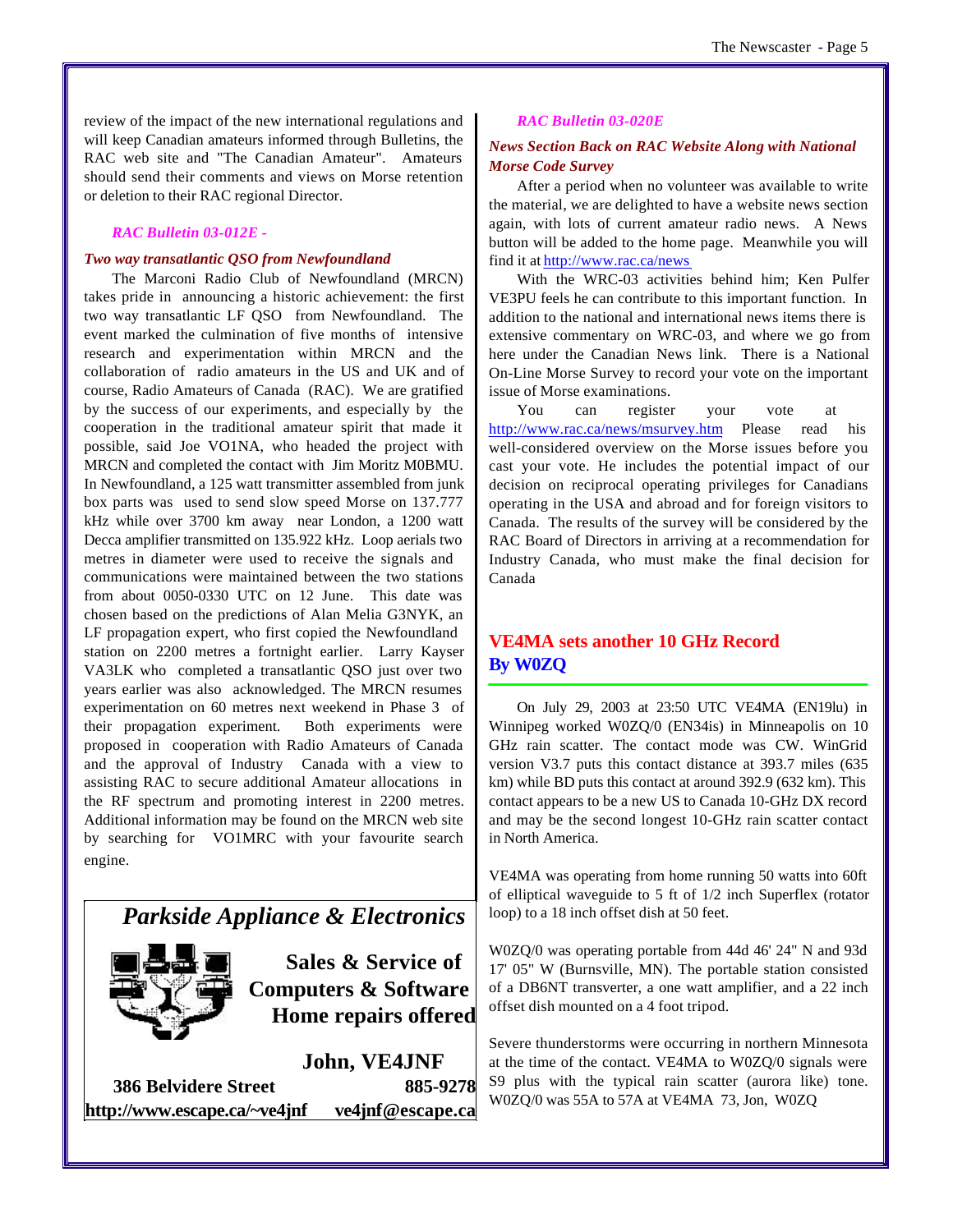review of the impact of the new international regulations and will keep Canadian amateurs informed through Bulletins, the RAC web site and "The Canadian Amateur". Amateurs should send their comments and views on Morse retention or deletion to their RAC regional Director.

### *RAC Bulletin 03-012E -*

*Two way transatlantic QSO from Newfoundland*

The Marconi Radio Club of Newfoundland (MRCN) takes pride in announcing a historic achievement: the first two way transatlantic LF QSO from Newfoundland. The event marked the culmination of five months of intensive research and experimentation within MRCN and the collaboration of radio amateurs in the US and UK and of course, Radio Amateurs of Canada (RAC). We are gratified by the success of our experiments, and especially by the cooperation in the traditional amateur spirit that made it possible, said Joe VO1NA, who headed the project with MRCN and completed the contact with Jim Moritz M0BMU. In Newfoundland, a 125 watt transmitter assembled from junk box parts was used to send slow speed Morse on 137.777 kHz while over 3700 km away near London, a 1200 watt Decca amplifier transmitted on 135.922 kHz. Loop aerials two metres in diameter were used to receive the signals and communications were maintained between the two stations from about 0050-0330 UTC on 12 June. This date was chosen based on the predictions of Alan Melia G3NYK, an LF propagation expert, who first copied the Newfoundland station on 2200 metres a fortnight earlier. Larry Kayser VA3LK who completed a transatlantic QSO just over two years earlier was also acknowledged. The MRCN resumes experimentation on 60 metres next weekend in Phase 3 of their propagation experiment. Both experiments were proposed in cooperation with Radio Amateurs of Canada and the approval of Industry Canada with a view to assisting RAC to secure additional Amateur allocations in the RF spectrum and promoting interest in 2200 metres. Additional information may be found on the MRCN web site by searching for VO1MRC with your favourite search engine.

**Parkside Appliance & Electronics**

**Sales & Service of Computers & Software Home repairs offered**

**John, VE4JNF**

**386 Belvidere Street 885-9278**

**http://www.escape.ca/~ve4jnf ve4jnf@escape.ca**

### *RAC Bulletin 03-020E*

*News Section Back on RAC Website Along with National Morse Code Survey*

After a period when no volunteer was available to write the material, we are delighted to have a website news section again, with lots of current amateur radio news. A News button will be added to the home page. Meanwhile you will find it at http://www.rac.ca/news

With the WRC-03 activities behind him; Ken Pulfer VE3PU feels he can contribute to this important function. In addition to the national and international news items there is extensive commentary on WRC-03, and where we go from here under the Canadian News link. There is a National On-Line Morse Survey to record your vote on the important issue of Morse examinations.

You can register your vote at http://www.rac.ca/news/msurvey.htm Please read his well-considered overview on the Morse issues before you cast your vote. He includes the potential impact of our decision on reciprocal operating privileges for Canadians operating in the USA and abroad and for foreign visitors to Canada. The results of the survey will be considered by the RAC Board of Directors in arriving at a recommendation for Industry Canada, who must make the final decision for Canada

## VE4MA sets another 10 GHz Record By W0ZQ

On July 29, 2003 at 23:50 UTC VE4MA (EN19lu) in Winnipeg worked W0ZQ/0 (EN34is) in Minneapolis on 10 GHz rain scatter. The contact mode was CW. WinGrid version V3.7 puts this contact distance at 393.7 miles (635 km) while BD puts this contact at around 392.9 (632 km). This contact appears to be a new US to Canada 10-GHz DX record and may be the second longest 10-GHz rain scatter contact in North America.

VE4MA was operating from home running 50 watts into 60ft of elliptical waveguide to 5 ft of 1/2 inch Superflex (rotator loop) to a 18 inch offset dish at 50 feet.

W0ZQ/0 was operating portable from 44d 46' 24" N and 93d 17' 05" W (Burnsville, MN). The portable station consisted of a DB6NT transverter, a one watt amplifier, and a 22 inch offset dish mounted on a 4 foot tripod.

Severe thunderstorms were occurring in northern Minnesota at the time of the contact. VE4MA to W0ZQ/0 signals were S9 plus with the typical rain scatter (aurora like) tone. W0ZQ/0 was 55A to 57A at VE4MA 73, Jon, W0ZQ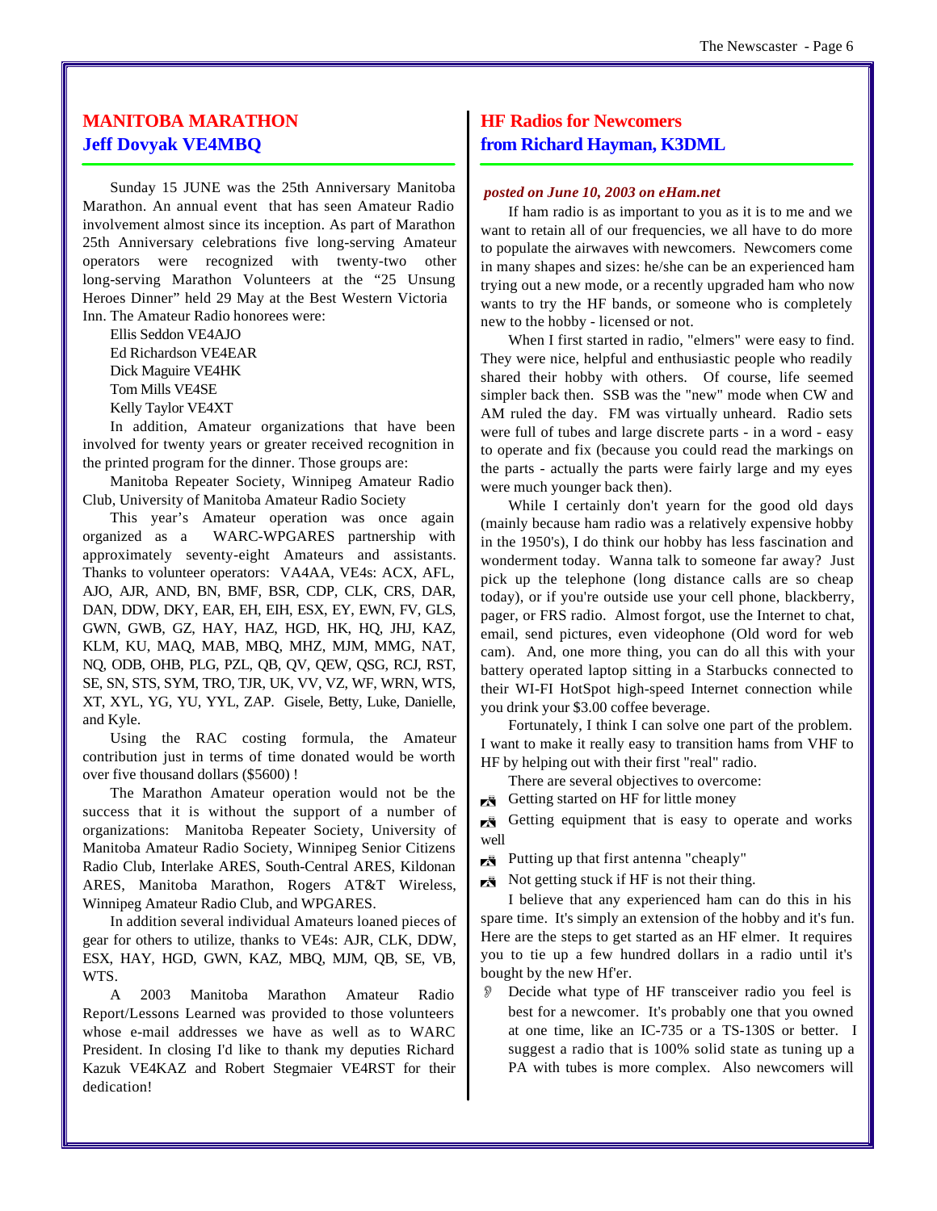## MANITOBA MARATHON
## Jeff Dovyak VE4MBQ

Sunday 15 JUNE was the 25th Anniversary Manitoba Marathon. An annual event that has seen Amateur Radio involvement almost since its inception. As part of Marathon 25th Anniversary celebrations five long-serving Amateur operators were recognized with twenty-two other long-serving Marathon Volunteers at the "25 Unsung Heroes Dinner" held 29 May at the Best Western Victoria Inn. The Amateur Radio honorees were:

Ellis Seddon VE4AJO
Ed Richardson VE4EAR
Dick Maguire VE4HK
Tom Mills VE4SE
Kelly Taylor VE4XT

In addition, Amateur organizations that have been involved for twenty years or greater received recognition in the printed program for the dinner. Those groups are:

Manitoba Repeater Society, Winnipeg Amateur Radio Club, University of Manitoba Amateur Radio Society

This year's Amateur operation was once again organized as a WARC-WPGARES partnership with approximately seventy-eight Amateurs and assistants. Thanks to volunteer operators: VA4AA, VE4s: ACX, AFL, AJO, AJR, AND, BN, BMF, BSR, CDP, CLK, CRS, DAR, DAN, DDW, DKY, EAR, EH, EIH, ESX, EY, EWN, FV, GLS, GWN, GWB, GZ, HAY, HAZ, HGD, HK, HQ, JHJ, KAZ, KLM, KU, MAQ, MAB, MBQ, MHZ, MJM, MMG, NAT, NQ, ODB, OHB, PLG, PZL, QB, QV, QEW, QSG, RCJ, RST, SE, SN, STS, SYM, TRO, TJR, UK, VV, VZ, WF, WRN, WTS, XT, XYL, YG, YU, YYL, ZAP. Gisele, Betty, Luke, Danielle, and Kyle.

Using the RAC costing formula, the Amateur contribution just in terms of time donated would be worth over five thousand dollars ($5600) !

The Marathon Amateur operation would not be the success that it is without the support of a number of organizations: Manitoba Repeater Society, University of Manitoba Amateur Radio Society, Winnipeg Senior Citizens Radio Club, Interlake ARES, South-Central ARES, Kildonan ARES, Manitoba Marathon, Rogers AT&T Wireless, Winnipeg Amateur Radio Club, and WPGARES.

In addition several individual Amateurs loaned pieces of gear for others to utilize, thanks to VE4s: AJR, CLK, DDW, ESX, HAY, HGD, GWN, KAZ, MBQ, MJM, QB, SE, VB, WTS.

A 2003 Manitoba Marathon Amateur Radio Report/Lessons Learned was provided to those volunteers whose e-mail addresses we have as well as to WARC President. In closing I'd like to thank my deputies Richard Kazuk VE4KAZ and Robert Stegmaier VE4RST for their dedication!

## HF Radios for Newcomers
## from Richard Hayman, K3DML

***posted on June 10, 2003 on eHam.net***

If ham radio is as important to you as it is to me and we want to retain all of our frequencies, we all have to do more to populate the airwaves with newcomers. Newcomers come in many shapes and sizes: he/she can be an experienced ham trying out a new mode, or a recently upgraded ham who now wants to try the HF bands, or someone who is completely new to the hobby - licensed or not.

When I first started in radio, "elmers" were easy to find. They were nice, helpful and enthusiastic people who readily shared their hobby with others. Of course, life seemed simpler back then. SSB was the "new" mode when CW and AM ruled the day. FM was virtually unheard. Radio sets were full of tubes and large discrete parts - in a word - easy to operate and fix (because you could read the markings on the parts - actually the parts were fairly large and my eyes were much younger back then).

While I certainly don't yearn for the good old days (mainly because ham radio was a relatively expensive hobby in the 1950's), I do think our hobby has less fascination and wonderment today. Wanna talk to someone far away? Just pick up the telephone (long distance calls are so cheap today), or if you're outside use your cell phone, blackberry, pager, or FRS radio. Almost forgot, use the Internet to chat, email, send pictures, even videophone (Old word for web cam). And, one more thing, you can do all this with your battery operated laptop sitting in a Starbucks connected to their WI-FI HotSpot high-speed Internet connection while you drink your $3.00 coffee beverage.

Fortunately, I think I can solve one part of the problem. I want to make it really easy to transition hams from VHF to HF by helping out with their first "real" radio.

There are several objectives to overcome:

- Getting started on HF for little money
- Getting equipment that is easy to operate and works well
- Putting up that first antenna "cheaply"
- Not getting stuck if HF is not their thing.

I believe that any experienced ham can do this in his spare time. It's simply an extension of the hobby and it's fun. Here are the steps to get started as an HF elmer. It requires you to tie up a few hundred dollars in a radio until it's bought by the new Hf'er.

- Decide what type of HF transceiver radio you feel is best for a newcomer. It's probably one that you owned at one time, like an IC-735 or a TS-130S or better. I suggest a radio that is 100% solid state as tuning up a PA with tubes is more complex. Also newcomers will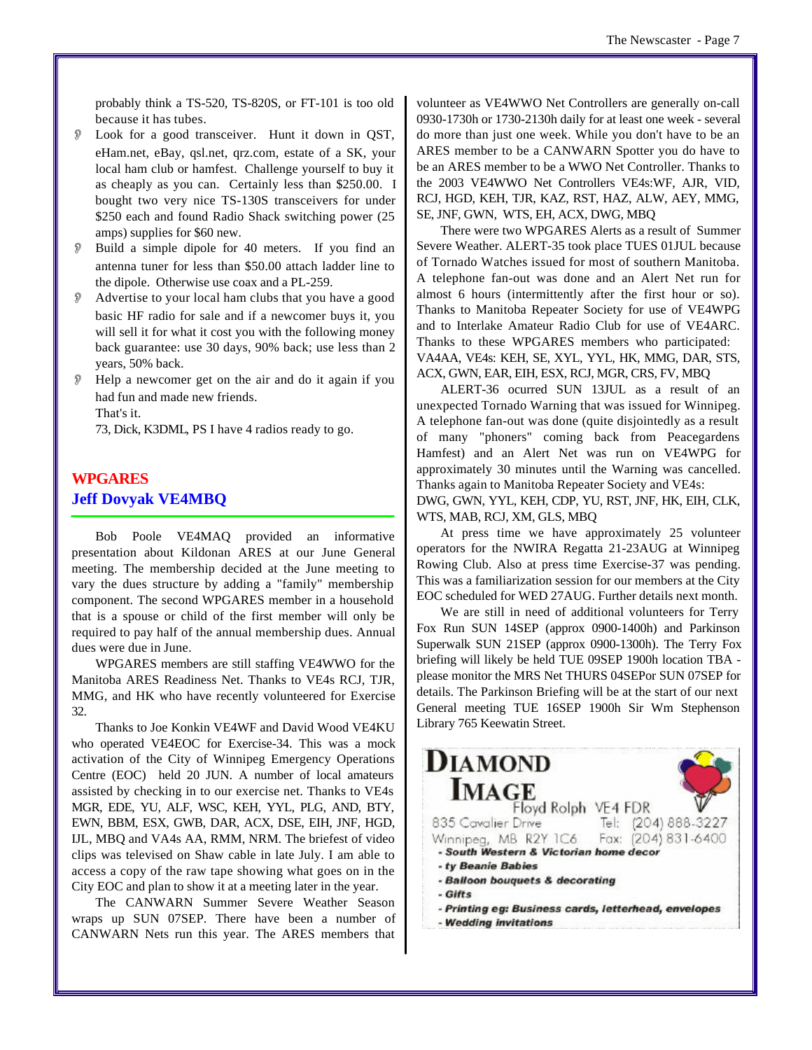probably think a TS-520, TS-820S, or FT-101 is too old because it has tubes.

- Look for a good transceiver. Hunt it down in QST, eHam.net, eBay, qsl.net, qrz.com, estate of a SK, your local ham club or hamfest. Challenge yourself to buy it as cheaply as you can. Certainly less than $250.00. I bought two very nice TS-130S transceivers for under $250 each and found Radio Shack switching power (25 amps) supplies for $60 new.
- Build a simple dipole for 40 meters. If you find an antenna tuner for less than $50.00 attach ladder line to the dipole. Otherwise use coax and a PL-259.
- Advertise to your local ham clubs that you have a good basic HF radio for sale and if a newcomer buys it, you will sell it for what it cost you with the following money back guarantee: use 30 days, 90% back; use less than 2 years, 50% back.
- Help a newcomer get on the air and do it again if you had fun and made new friends.

That's it.

73, Dick, K3DML, PS I have 4 radios ready to go.

## WPGARES

### Jeff Dovyak VE4MBQ

Bob Poole VE4MAQ provided an informative presentation about Kildonan ARES at our June General meeting. The membership decided at the June meeting to vary the dues structure by adding a "family" membership component. The second WPGARES member in a household that is a spouse or child of the first member will only be required to pay half of the annual membership dues. Annual dues were due in June.

WPGARES members are still staffing VE4WWO for the Manitoba ARES Readiness Net. Thanks to VE4s RCJ, TJR, MMG, and HK who have recently volunteered for Exercise 32.

Thanks to Joe Konkin VE4WF and David Wood VE4KU who operated VE4EOC for Exercise-34. This was a mock activation of the City of Winnipeg Emergency Operations Centre (EOC) held 20 JUN. A number of local amateurs assisted by checking in to our exercise net. Thanks to VE4s MGR, EDE, YU, ALF, WSC, KEH, YYL, PLG, AND, BTY, EWN, BBM, ESX, GWB, DAR, ACX, DSE, EIH, JNF, HGD, IJL, MBQ and VA4s AA, RMM, NRM. The briefest of video clips was televised on Shaw cable in late July. I am able to access a copy of the raw tape showing what goes on in the City EOC and plan to show it at a meeting later in the year.

The CANWARN Summer Severe Weather Season wraps up SUN 07SEP. There have been a number of CANWARN Nets run this year. The ARES members that volunteer as VE4WWO Net Controllers are generally on-call 0930-1730h or 1730-2130h daily for at least one week - several do more than just one week. While you don't have to be an ARES member to be a CANWARN Spotter you do have to be an ARES member to be a WWO Net Controller. Thanks to the 2003 VE4WWO Net Controllers VE4s:WF, AJR, VID, RCJ, HGD, KEH, TJR, KAZ, RST, HAZ, ALW, AEY, MMG, SE, JNF, GWN, WTS, EH, ACX, DWG, MBQ

There were two WPGARES Alerts as a result of Summer Severe Weather. ALERT-35 took place TUES 01JUL because of Tornado Watches issued for most of southern Manitoba. A telephone fan-out was done and an Alert Net run for almost 6 hours (intermittently after the first hour or so). Thanks to Manitoba Repeater Society for use of VE4WPG and to Interlake Amateur Radio Club for use of VE4ARC. Thanks to these WPGARES members who participated: VA4AA, VE4s: KEH, SE, XYL, YYL, HK, MMG, DAR, STS, ACX, GWN, EAR, EIH, ESX, RCJ, MGR, CRS, FV, MBQ

ALERT-36 ocurred SUN 13JUL as a result of an unexpected Tornado Warning that was issued for Winnipeg. A telephone fan-out was done (quite disjointedly as a result of many "phoners" coming back from Peacegardens Hamfest) and an Alert Net was run on VE4WPG for approximately 30 minutes until the Warning was cancelled. Thanks again to Manitoba Repeater Society and VE4s: DWG, GWN, YYL, KEH, CDP, YU, RST, JNF, HK, EIH, CLK, WTS, MAB, RCJ, XM, GLS, MBQ

At press time we have approximately 25 volunteer operators for the NWIRA Regatta 21-23AUG at Winnipeg Rowing Club. Also at press time Exercise-37 was pending. This was a familiarization session for our members at the City EOC scheduled for WED 27AUG. Further details next month.

We are still in need of additional volunteers for Terry Fox Run SUN 14SEP (approx 0900-1400h) and Parkinson Superwalk SUN 21SEP (approx 0900-1300h). The Terry Fox briefing will likely be held TUE 09SEP 1900h location TBA - please monitor the MRS Net THURS 04SEPor SUN 07SEP for details. The Parkinson Briefing will be at the start of our next General meeting TUE 16SEP 1900h Sir Wm Stephenson Library 765 Keewatin Street.

**DIAMOND IMAGE**
Floyd Rolph VE4 FDR
835 Cavalier Drive Tel: (204) 888-3227
Winnipeg, MB R2Y 1C6 Fax: (204) 831-6400

- ***South Western & Victorian home decor***
- ***ty Beanie Babies***
- ***Balloon bouquets & decorating***
- ***Gifts***
- ***Printing eg: Business cards, letterhead, envelopes***
- ***Wedding invitations***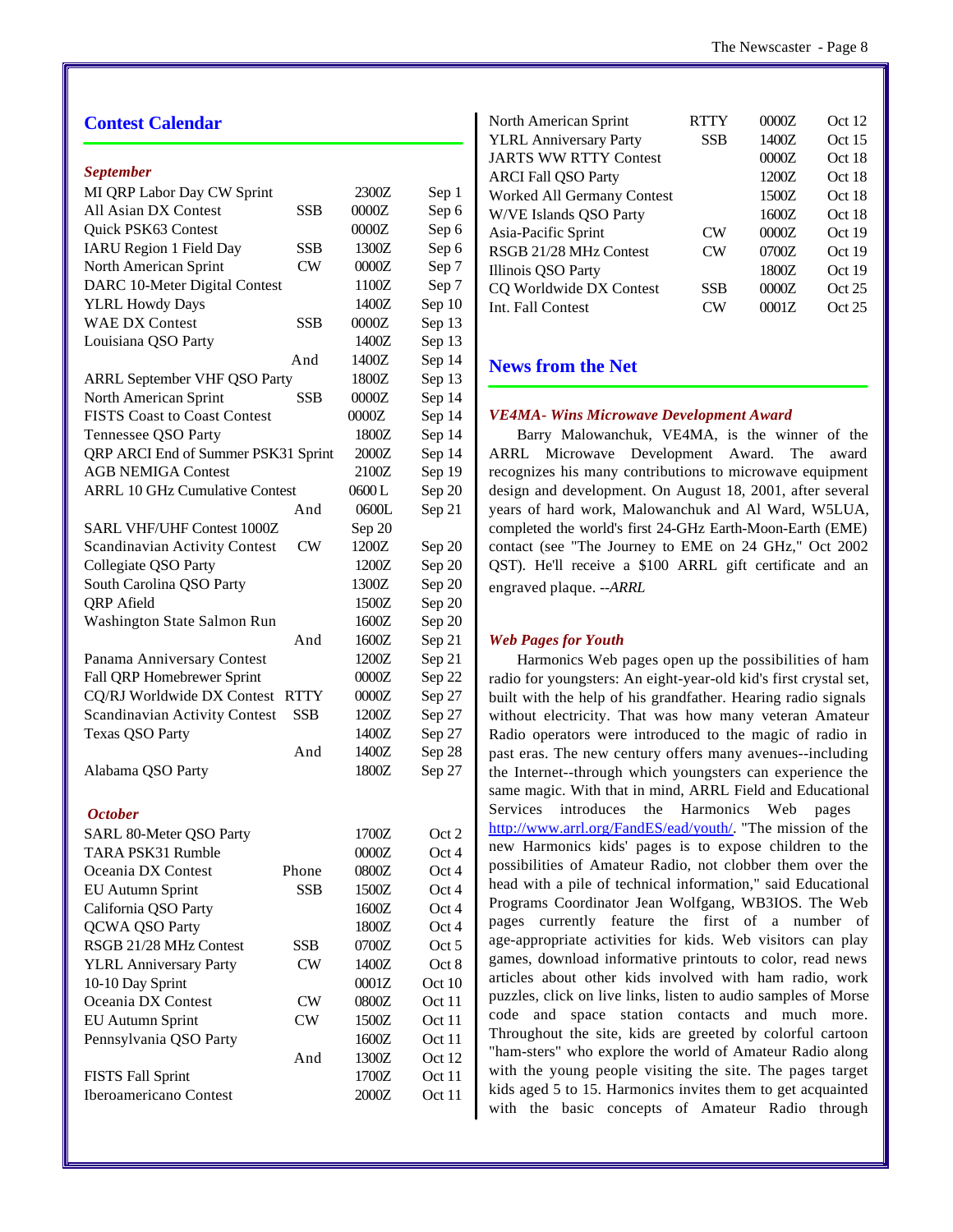## Contest Calendar

### *September*

| Contest | Mode | Time | Date |
|---|---|---|---|
| MI QRP Labor Day CW Sprint | | 2300Z | Sep 1 |
| All Asian DX Contest | SSB | 0000Z | Sep 6 |
| Quick PSK63 Contest | | 0000Z | Sep 6 |
| IARU Region 1 Field Day | SSB | 1300Z | Sep 6 |
| North American Sprint | CW | 0000Z | Sep 7 |
| DARC 10-Meter Digital Contest | | 1100Z | Sep 7 |
| YLRL Howdy Days | | 1400Z | Sep 10 |
| WAE DX Contest | SSB | 0000Z | Sep 13 |
| Louisiana QSO Party | | 1400Z | Sep 13 |
| | And | 1400Z | Sep 14 |
| ARRL September VHF QSO Party | | 1800Z | Sep 13 |
| North American Sprint | SSB | 0000Z | Sep 14 |
| FISTS Coast to Coast Contest | | 0000Z | Sep 14 |
| Tennessee QSO Party | | 1800Z | Sep 14 |
| QRP ARCI End of Summer PSK31 Sprint | | 2000Z | Sep 14 |
| AGB NEMIGA Contest | | 2100Z | Sep 19 |
| ARRL 10 GHz Cumulative Contest | | 0600 L | Sep 20 |
| | And | 0600L | Sep 21 |
| SARL VHF/UHF Contest 1000Z | | Sep 20 | |
| Scandinavian Activity Contest | CW | 1200Z | Sep 20 |
| Collegiate QSO Party | | 1200Z | Sep 20 |
| South Carolina QSO Party | | 1300Z | Sep 20 |
| QRP Afield | | 1500Z | Sep 20 |
| Washington State Salmon Run | | 1600Z | Sep 20 |
| | And | 1600Z | Sep 21 |
| Panama Anniversary Contest | | 1200Z | Sep 21 |
| Fall QRP Homebrewer Sprint | | 0000Z | Sep 22 |
| CQ/RJ Worldwide DX Contest | RTTY | 0000Z | Sep 27 |
| Scandinavian Activity Contest | SSB | 1200Z | Sep 27 |
| Texas QSO Party | | 1400Z | Sep 27 |
| | And | 1400Z | Sep 28 |
| Alabama QSO Party | | 1800Z | Sep 27 |

### *October*

| Contest | Mode | Time | Date |
|---|---|---|---|
| SARL 80-Meter QSO Party | | 1700Z | Oct 2 |
| TARA PSK31 Rumble | | 0000Z | Oct 4 |
| Oceania DX Contest | Phone | 0800Z | Oct 4 |
| EU Autumn Sprint | SSB | 1500Z | Oct 4 |
| California QSO Party | | 1600Z | Oct 4 |
| QCWA QSO Party | | 1800Z | Oct 4 |
| RSGB 21/28 MHz Contest | SSB | 0700Z | Oct 5 |
| YLRL Anniversary Party | CW | 1400Z | Oct 8 |
| 10-10 Day Sprint | | 0001Z | Oct 10 |
| Oceania DX Contest | CW | 0800Z | Oct 11 |
| EU Autumn Sprint | CW | 1500Z | Oct 11 |
| Pennsylvania QSO Party | | 1600Z | Oct 11 |
| | And | 1300Z | Oct 12 |
| FISTS Fall Sprint | | 1700Z | Oct 11 |
| Iberoamericano Contest | | 2000Z | Oct 11 |
| North American Sprint | RTTY | 0000Z | Oct 12 |
| YLRL Anniversary Party | SSB | 1400Z | Oct 15 |
| JARTS WW RTTY Contest | | 0000Z | Oct 18 |
| ARCI Fall QSO Party | | 1200Z | Oct 18 |
| Worked All Germany Contest | | 1500Z | Oct 18 |
| W/VE Islands QSO Party | | 1600Z | Oct 18 |
| Asia-Pacific Sprint | CW | 0000Z | Oct 19 |
| RSGB 21/28 MHz Contest | CW | 0700Z | Oct 19 |
| Illinois QSO Party | | 1800Z | Oct 19 |
| CQ Worldwide DX Contest | SSB | 0000Z | Oct 25 |
| Int. Fall Contest | CW | 0001Z | Oct 25 |

## News from the Net

### *VE4MA- Wins Microwave Development Award*

Barry Malowanchuk, VE4MA, is the winner of the ARRL Microwave Development Award. The award recognizes his many contributions to microwave equipment design and development. On August 18, 2001, after several years of hard work, Malowanchuk and Al Ward, W5LUA, completed the world's first 24-GHz Earth-Moon-Earth (EME) contact (see "The Journey to EME on 24 GHz," Oct 2002 QST). He'll receive a $100 ARRL gift certificate and an engraved plaque. *--ARRL*

### *Web Pages for Youth*

Harmonics Web pages open up the possibilities of ham radio for youngsters: An eight-year-old kid's first crystal set, built with the help of his grandfather. Hearing radio signals without electricity. That was how many veteran Amateur Radio operators were introduced to the magic of radio in past eras. The new century offers many avenues--including the Internet--through which youngsters can experience the same magic. With that in mind, ARRL Field and Educational Services introduces the Harmonics Web pages http://www.arrl.org/FandES/ead/youth/. "The mission of the new Harmonics kids' pages is to expose children to the possibilities of Amateur Radio, not clobber them over the head with a pile of technical information," said Educational Programs Coordinator Jean Wolfgang, WB3IOS. The Web pages currently feature the first of a number of age-appropriate activities for kids. Web visitors can play games, download informative printouts to color, read news articles about other kids involved with ham radio, work puzzles, click on live links, listen to audio samples of Morse code and space station contacts and much more. Throughout the site, kids are greeted by colorful cartoon "ham-sters" who explore the world of Amateur Radio along with the young people visiting the site. The pages target kids aged 5 to 15. Harmonics invites them to get acquainted with the basic concepts of Amateur Radio through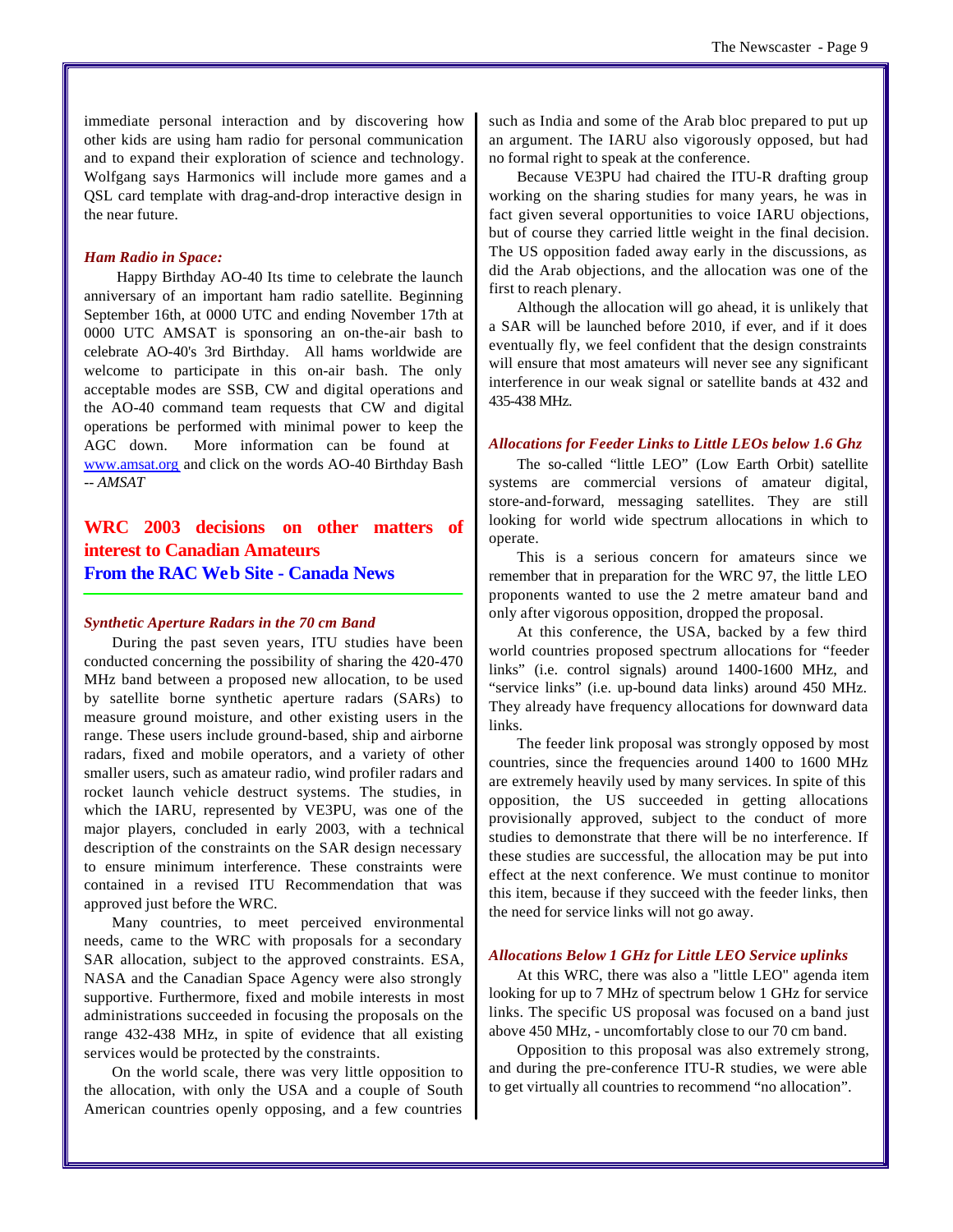immediate personal interaction and by discovering how other kids are using ham radio for personal communication and to expand their exploration of science and technology. Wolfgang says Harmonics will include more games and a QSL card template with drag-and-drop interactive design in the near future.

### *Ham Radio in Space:*

Happy Birthday AO-40 Its time to celebrate the launch anniversary of an important ham radio satellite. Beginning September 16th, at 0000 UTC and ending November 17th at 0000 UTC AMSAT is sponsoring an on-the-air bash to celebrate AO-40's 3rd Birthday. All hams worldwide are welcome to participate in this on-air bash. The only acceptable modes are SSB, CW and digital operations and the AO-40 command team requests that CW and digital operations be performed with minimal power to keep the AGC down. More information can be found at www.amsat.org and click on the words AO-40 Birthday Bash -- *AMSAT*

## WRC 2003 decisions on other matters of interest to Canadian Amateurs

## From the RAC Web Site - Canada News

### *Synthetic Aperture Radars in the 70 cm Band*

During the past seven years, ITU studies have been conducted concerning the possibility of sharing the 420-470 MHz band between a proposed new allocation, to be used by satellite borne synthetic aperture radars (SARs) to measure ground moisture, and other existing users in the range. These users include ground-based, ship and airborne radars, fixed and mobile operators, and a variety of other smaller users, such as amateur radio, wind profiler radars and rocket launch vehicle destruct systems. The studies, in which the IARU, represented by VE3PU, was one of the major players, concluded in early 2003, with a technical description of the constraints on the SAR design necessary to ensure minimum interference. These constraints were contained in a revised ITU Recommendation that was approved just before the WRC.

Many countries, to meet perceived environmental needs, came to the WRC with proposals for a secondary SAR allocation, subject to the approved constraints. ESA, NASA and the Canadian Space Agency were also strongly supportive. Furthermore, fixed and mobile interests in most administrations succeeded in focusing the proposals on the range 432-438 MHz, in spite of evidence that all existing services would be protected by the constraints.

On the world scale, there was very little opposition to the allocation, with only the USA and a couple of South American countries openly opposing, and a few countries such as India and some of the Arab bloc prepared to put up an argument. The IARU also vigorously opposed, but had no formal right to speak at the conference.

Because VE3PU had chaired the ITU-R drafting group working on the sharing studies for many years, he was in fact given several opportunities to voice IARU objections, but of course they carried little weight in the final decision. The US opposition faded away early in the discussions, as did the Arab objections, and the allocation was one of the first to reach plenary.

Although the allocation will go ahead, it is unlikely that a SAR will be launched before 2010, if ever, and if it does eventually fly, we feel confident that the design constraints will ensure that most amateurs will never see any significant interference in our weak signal or satellite bands at 432 and 435-438 MHz.

### *Allocations for Feeder Links to Little LEOs below 1.6 Ghz*

The so-called “little LEO” (Low Earth Orbit) satellite systems are commercial versions of amateur digital, store-and-forward, messaging satellites. They are still looking for world wide spectrum allocations in which to operate.

This is a serious concern for amateurs since we remember that in preparation for the WRC 97, the little LEO proponents wanted to use the 2 metre amateur band and only after vigorous opposition, dropped the proposal.

At this conference, the USA, backed by a few third world countries proposed spectrum allocations for “feeder links” (i.e. control signals) around 1400-1600 MHz, and “service links” (i.e. up-bound data links) around 450 MHz. They already have frequency allocations for downward data links.

The feeder link proposal was strongly opposed by most countries, since the frequencies around 1400 to 1600 MHz are extremely heavily used by many services. In spite of this opposition, the US succeeded in getting allocations provisionally approved, subject to the conduct of more studies to demonstrate that there will be no interference. If these studies are successful, the allocation may be put into effect at the next conference. We must continue to monitor this item, because if they succeed with the feeder links, then the need for service links will not go away.

### *Allocations Below 1 GHz for Little LEO Service uplinks*

At this WRC, there was also a "little LEO" agenda item looking for up to 7 MHz of spectrum below 1 GHz for service links. The specific US proposal was focused on a band just above 450 MHz, - uncomfortably close to our 70 cm band.

Opposition to this proposal was also extremely strong, and during the pre-conference ITU-R studies, we were able to get virtually all countries to recommend “no allocation”.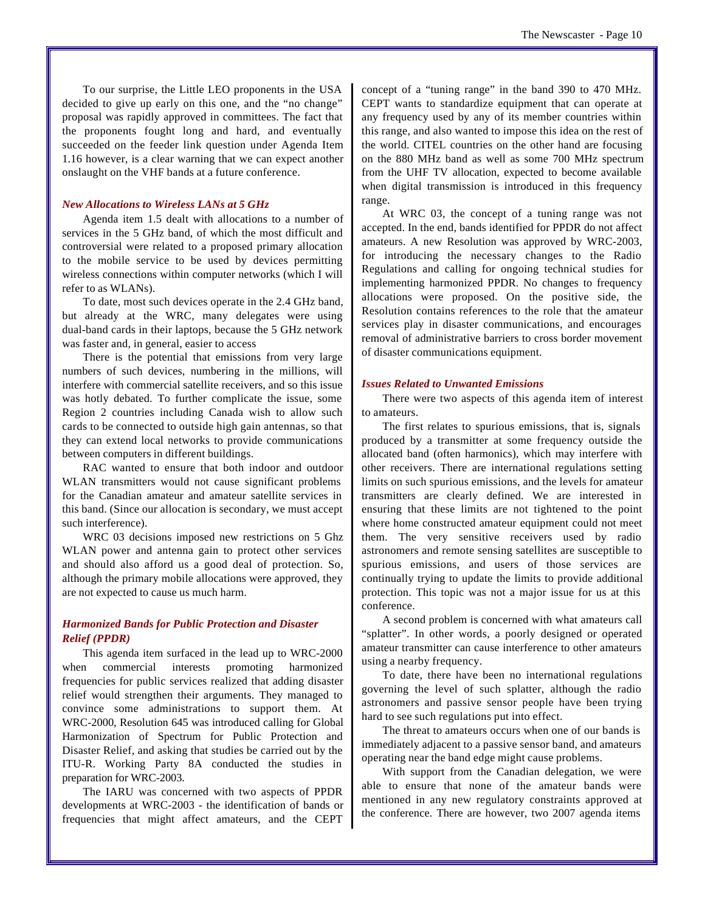To our surprise, the Little LEO proponents in the USA decided to give up early on this one, and the "no change" proposal was rapidly approved in committees. The fact that the proponents fought long and hard, and eventually succeeded on the feeder link question under Agenda Item 1.16 however, is a clear warning that we can expect another onslaught on the VHF bands at a future conference.

### *New Allocations to Wireless LANs at 5 GHz*

Agenda item 1.5 dealt with allocations to a number of services in the 5 GHz band, of which the most difficult and controversial were related to a proposed primary allocation to the mobile service to be used by devices permitting wireless connections within computer networks (which I will refer to as WLANs).

To date, most such devices operate in the 2.4 GHz band, but already at the WRC, many delegates were using dual-band cards in their laptops, because the 5 GHz network was faster and, in general, easier to access

There is the potential that emissions from very large numbers of such devices, numbering in the millions, will interfere with commercial satellite receivers, and so this issue was hotly debated. To further complicate the issue, some Region 2 countries including Canada wish to allow such cards to be connected to outside high gain antennas, so that they can extend local networks to provide communications between computers in different buildings.

RAC wanted to ensure that both indoor and outdoor WLAN transmitters would not cause significant problems for the Canadian amateur and amateur satellite services in this band. (Since our allocation is secondary, we must accept such interference).

WRC 03 decisions imposed new restrictions on 5 Ghz WLAN power and antenna gain to protect other services and should also afford us a good deal of protection. So, although the primary mobile allocations were approved, they are not expected to cause us much harm.

### *Harmonized Bands for Public Protection and Disaster Relief (PPDR)*

This agenda item surfaced in the lead up to WRC-2000 when commercial interests promoting harmonized frequencies for public services realized that adding disaster relief would strengthen their arguments. They managed to convince some administrations to support them. At WRC-2000, Resolution 645 was introduced calling for Global Harmonization of Spectrum for Public Protection and Disaster Relief, and asking that studies be carried out by the ITU-R. Working Party 8A conducted the studies in preparation for WRC-2003.

The IARU was concerned with two aspects of PPDR developments at WRC-2003 - the identification of bands or frequencies that might affect amateurs, and the CEPT concept of a "tuning range" in the band 390 to 470 MHz. CEPT wants to standardize equipment that can operate at any frequency used by any of its member countries within this range, and also wanted to impose this idea on the rest of the world. CITEL countries on the other hand are focusing on the 880 MHz band as well as some 700 MHz spectrum from the UHF TV allocation, expected to become available when digital transmission is introduced in this frequency range.

At WRC 03, the concept of a tuning range was not accepted. In the end, bands identified for PPDR do not affect amateurs. A new Resolution was approved by WRC-2003, for introducing the necessary changes to the Radio Regulations and calling for ongoing technical studies for implementing harmonized PPDR. No changes to frequency allocations were proposed. On the positive side, the Resolution contains references to the role that the amateur services play in disaster communications, and encourages removal of administrative barriers to cross border movement of disaster communications equipment.

### *Issues Related to Unwanted Emissions*

There were two aspects of this agenda item of interest to amateurs.

The first relates to spurious emissions, that is, signals produced by a transmitter at some frequency outside the allocated band (often harmonics), which may interfere with other receivers. There are international regulations setting limits on such spurious emissions, and the levels for amateur transmitters are clearly defined. We are interested in ensuring that these limits are not tightened to the point where home constructed amateur equipment could not meet them. The very sensitive receivers used by radio astronomers and remote sensing satellites are susceptible to spurious emissions, and users of those services are continually trying to update the limits to provide additional protection. This topic was not a major issue for us at this conference.

A second problem is concerned with what amateurs call "splatter". In other words, a poorly designed or operated amateur transmitter can cause interference to other amateurs using a nearby frequency.

To date, there have been no international regulations governing the level of such splatter, although the radio astronomers and passive sensor people have been trying hard to see such regulations put into effect.

The threat to amateurs occurs when one of our bands is immediately adjacent to a passive sensor band, and amateurs operating near the band edge might cause problems.

With support from the Canadian delegation, we were able to ensure that none of the amateur bands were mentioned in any new regulatory constraints approved at the conference. There are however, two 2007 agenda items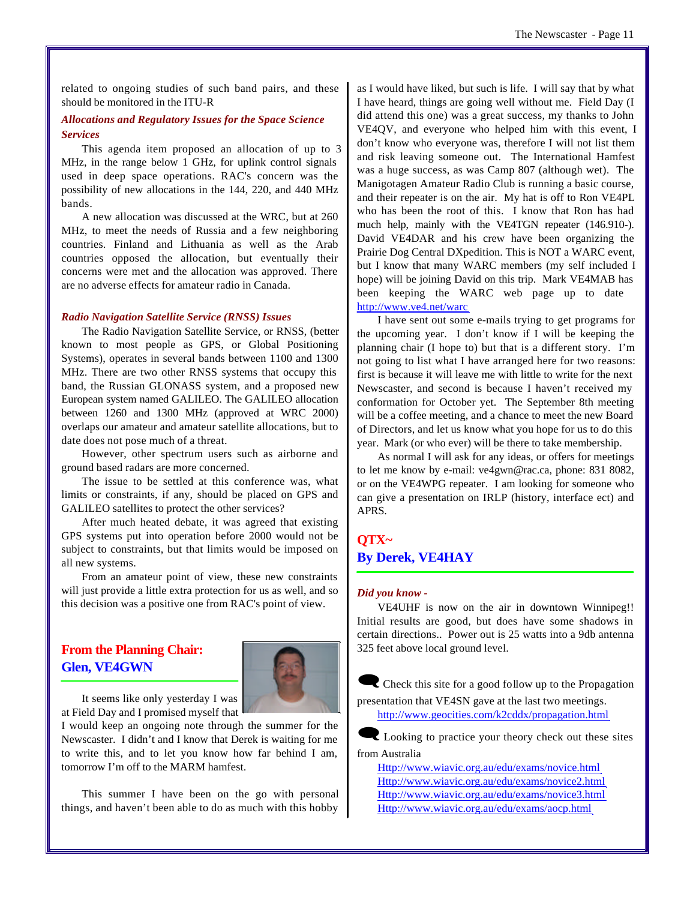related to ongoing studies of such band pairs, and these should be monitored in the ITU-R

### *Allocations and Regulatory Issues for the Space Science Services*

This agenda item proposed an allocation of up to 3 MHz, in the range below 1 GHz, for uplink control signals used in deep space operations. RAC's concern was the possibility of new allocations in the 144, 220, and 440 MHz bands.

A new allocation was discussed at the WRC, but at 260 MHz, to meet the needs of Russia and a few neighboring countries. Finland and Lithuania as well as the Arab countries opposed the allocation, but eventually their concerns were met and the allocation was approved. There are no adverse effects for amateur radio in Canada.

### *Radio Navigation Satellite Service (RNSS) Issues*

The Radio Navigation Satellite Service, or RNSS, (better known to most people as GPS, or Global Positioning Systems), operates in several bands between 1100 and 1300 MHz. There are two other RNSS systems that occupy this band, the Russian GLONASS system, and a proposed new European system named GALILEO. The GALILEO allocation between 1260 and 1300 MHz (approved at WRC 2000) overlaps our amateur and amateur satellite allocations, but to date does not pose much of a threat.

However, other spectrum users such as airborne and ground based radars are more concerned.

The issue to be settled at this conference was, what limits or constraints, if any, should be placed on GPS and GALILEO satellites to protect the other services?

After much heated debate, it was agreed that existing GPS systems put into operation before 2000 would not be subject to constraints, but that limits would be imposed on all new systems.

From an amateur point of view, these new constraints will just provide a little extra protection for us as well, and so this decision was a positive one from RAC's point of view.

## From the Planning Chair:
## Glen, VE4GWN

It seems like only yesterday I was at Field Day and I promised myself that I would keep an ongoing note through the summer for the Newscaster. I didn't and I know that Derek is waiting for me to write this, and to let you know how far behind I am, tomorrow I'm off to the MARM hamfest.

This summer I have been on the go with personal things, and haven't been able to do as much with this hobby as I would have liked, but such is life. I will say that by what I have heard, things are going well without me. Field Day (I did attend this one) was a great success, my thanks to John VE4QV, and everyone who helped him with this event, I don't know who everyone was, therefore I will not list them and risk leaving someone out. The International Hamfest was a huge success, as was Camp 807 (although wet). The Manigotagen Amateur Radio Club is running a basic course, and their repeater is on the air. My hat is off to Ron VE4PL who has been the root of this. I know that Ron has had much help, mainly with the VE4TGN repeater (146.910-). David VE4DAR and his crew have been organizing the Prairie Dog Central DXpedition. This is NOT a WARC event, but I know that many WARC members (my self included I hope) will be joining David on this trip. Mark VE4MAB has been keeping the WARC web page up to date http://www.ve4.net/warc

I have sent out some e-mails trying to get programs for the upcoming year. I don't know if I will be keeping the planning chair (I hope to) but that is a different story. I'm not going to list what I have arranged here for two reasons: first is because it will leave me with little to write for the next Newscaster, and second is because I haven't received my conformation for October yet. The September 8th meeting will be a coffee meeting, and a chance to meet the new Board of Directors, and let us know what you hope for us to do this year. Mark (or who ever) will be there to take membership.

As normal I will ask for any ideas, or offers for meetings to let me know by e-mail: ve4gwn@rac.ca, phone: 831 8082, or on the VE4WPG repeater. I am looking for someone who can give a presentation on IRLP (history, interface ect) and APRS.

## QTX~
## By Derek, VE4HAY

### *Did you know -*

VE4UHF is now on the air in downtown Winnipeg!! Initial results are good, but does have some shadows in certain directions.. Power out is 25 watts into a 9db antenna 325 feet above local ground level.

Check this site for a good follow up to the Propagation presentation that VE4SN gave at the last two meetings.
http://www.geocities.com/k2cddx/propagation.html

Looking to practice your theory check out these sites from Australia
Http://www.wiavic.org.au/edu/exams/novice.html
Http://www.wiavic.org.au/edu/exams/novice2.html
Http://www.wiavic.org.au/edu/exams/novice3.html
Http://www.wiavic.org.au/edu/exams/aocp.html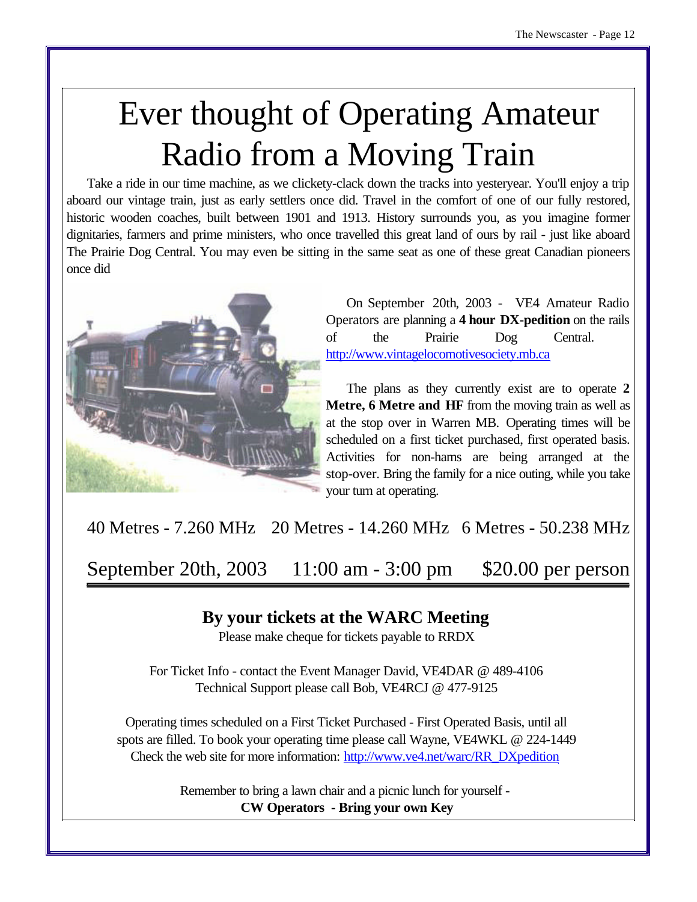# Ever thought of Operating Amateur Radio from a Moving Train

Take a ride in our time machine, as we clickety-clack down the tracks into yesteryear. You'll enjoy a trip aboard our vintage train, just as early settlers once did. Travel in the comfort of one of our fully restored, historic wooden coaches, built between 1901 and 1913. History surrounds you, as you imagine former dignitaries, farmers and prime ministers, who once travelled this great land of ours by rail - just like aboard The Prairie Dog Central. You may even be sitting in the same seat as one of these great Canadian pioneers once did

On September 20th, 2003 - VE4 Amateur Radio Operators are planning a **4 hour DX-pedition** on the rails of the Prairie Dog Central. http://www.vintagelocomotivesociety.mb.ca

The plans as they currently exist are to operate **2 Metre, 6 Metre and HF** from the moving train as well as at the stop over in Warren MB. Operating times will be scheduled on a first ticket purchased, first operated basis. Activities for non-hams are being arranged at the stop-over. Bring the family for a nice outing, while you take your turn at operating.

40 Metres - 7.260 MHz   20 Metres - 14.260 MHz   6 Metres - 50.238 MHz

September 20th, 2003   11:00 am - 3:00 pm   $20.00 per person

## By your tickets at the WARC Meeting

Please make cheque for tickets payable to RRDX

For Ticket Info - contact the Event Manager David, VE4DAR @ 489-4106
Technical Support please call Bob, VE4RCJ @ 477-9125

Operating times scheduled on a First Ticket Purchased - First Operated Basis, until all spots are filled. To book your operating time please call Wayne, VE4WKL @ 224-1449
Check the web site for more information: http://www.ve4.net/warc/RR_DXpedition

Remember to bring a lawn chair and a picnic lunch for yourself -
**CW Operators - Bring your own Key**